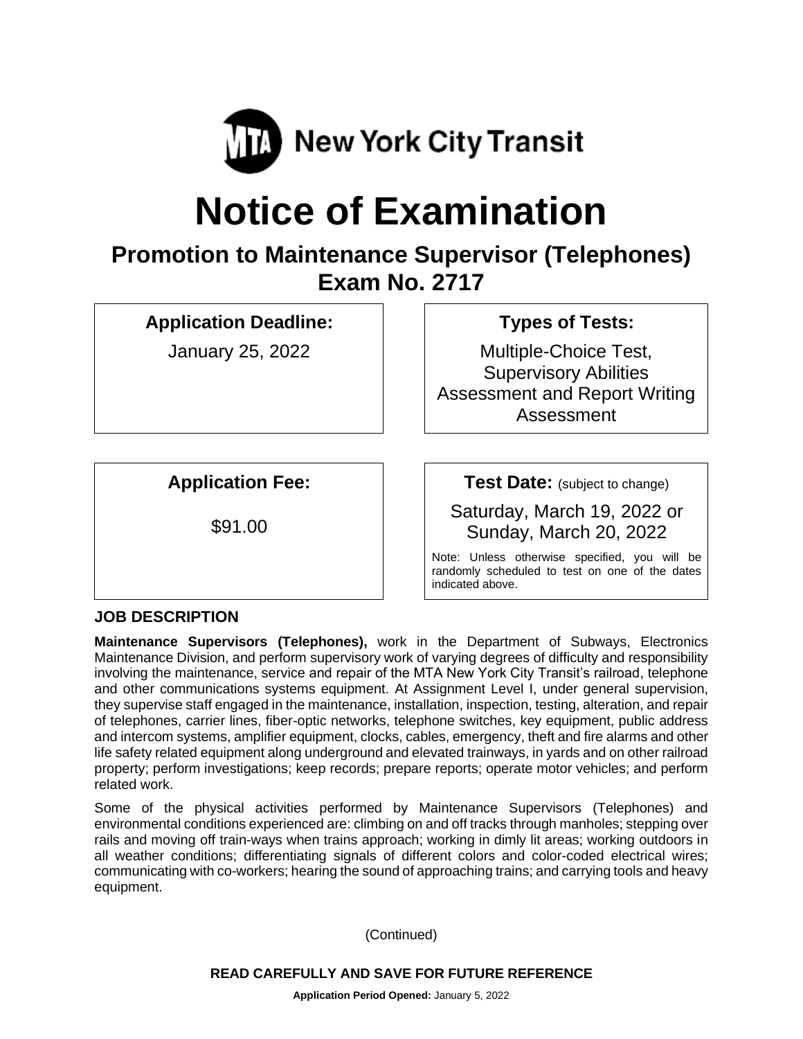**New York City Transit**

# Notice of Examination

## Promotion to Maintenance Supervisor (Telephones)
## Exam No. 2717

**Application Deadline:**

January 25, 2022

**Types of Tests:**

Multiple-Choice Test, Supervisory Abilities Assessment and Report Writing Assessment

**Application Fee:**

$91.00

**Test Date:** (subject to change)

Saturday, March 19, 2022 or Sunday, March 20, 2022

Note: Unless otherwise specified, you will be randomly scheduled to test on one of the dates indicated above.

### JOB DESCRIPTION

**Maintenance Supervisors (Telephones),** work in the Department of Subways, Electronics Maintenance Division, and perform supervisory work of varying degrees of difficulty and responsibility involving the maintenance, service and repair of the MTA New York City Transit's railroad, telephone and other communications systems equipment. At Assignment Level I, under general supervision, they supervise staff engaged in the maintenance, installation, inspection, testing, alteration, and repair of telephones, carrier lines, fiber-optic networks, telephone switches, key equipment, public address and intercom systems, amplifier equipment, clocks, cables, emergency, theft and fire alarms and other life safety related equipment along underground and elevated trainways, in yards and on other railroad property; perform investigations; keep records; prepare reports; operate motor vehicles; and perform related work.

Some of the physical activities performed by Maintenance Supervisors (Telephones) and environmental conditions experienced are: climbing on and off tracks through manholes; stepping over rails and moving off train-ways when trains approach; working in dimly lit areas; working outdoors in all weather conditions; differentiating signals of different colors and color-coded electrical wires; communicating with co-workers; hearing the sound of approaching trains; and carrying tools and heavy equipment.

(Continued)

**READ CAREFULLY AND SAVE FOR FUTURE REFERENCE**

**Application Period Opened:** January 5, 2022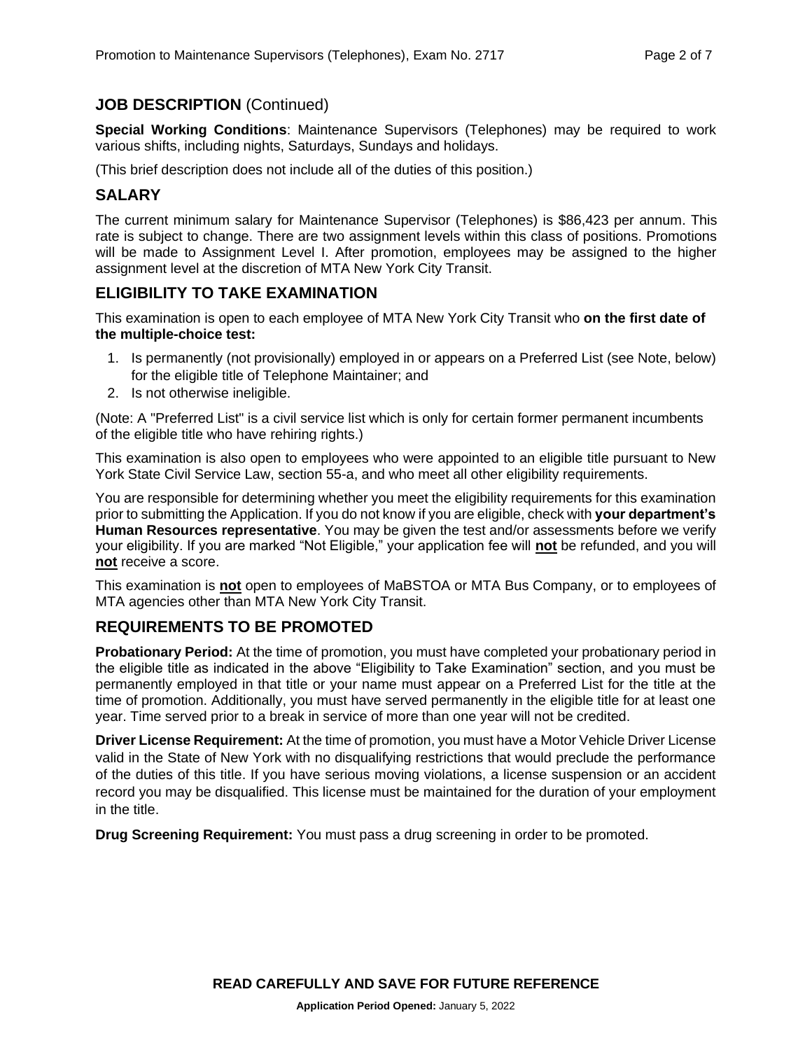## JOB DESCRIPTION (Continued)

**Special Working Conditions**: Maintenance Supervisors (Telephones) may be required to work various shifts, including nights, Saturdays, Sundays and holidays.

(This brief description does not include all of the duties of this position.)

## SALARY

The current minimum salary for Maintenance Supervisor (Telephones) is $86,423 per annum. This rate is subject to change. There are two assignment levels within this class of positions. Promotions will be made to Assignment Level I. After promotion, employees may be assigned to the higher assignment level at the discretion of MTA New York City Transit.

## ELIGIBILITY TO TAKE EXAMINATION

This examination is open to each employee of MTA New York City Transit who **on the first date of the multiple-choice test:**

1. Is permanently (not provisionally) employed in or appears on a Preferred List (see Note, below) for the eligible title of Telephone Maintainer; and
2. Is not otherwise ineligible.

(Note: A "Preferred List" is a civil service list which is only for certain former permanent incumbents of the eligible title who have rehiring rights.)

This examination is also open to employees who were appointed to an eligible title pursuant to New York State Civil Service Law, section 55-a, and who meet all other eligibility requirements.

You are responsible for determining whether you meet the eligibility requirements for this examination prior to submitting the Application. If you do not know if you are eligible, check with **your department's Human Resources representative**. You may be given the test and/or assessments before we verify your eligibility. If you are marked "Not Eligible," your application fee will **not** be refunded, and you will **not** receive a score.

This examination is **not** open to employees of MaBSTOA or MTA Bus Company, or to employees of MTA agencies other than MTA New York City Transit.

## REQUIREMENTS TO BE PROMOTED

**Probationary Period:** At the time of promotion, you must have completed your probationary period in the eligible title as indicated in the above "Eligibility to Take Examination" section, and you must be permanently employed in that title or your name must appear on a Preferred List for the title at the time of promotion. Additionally, you must have served permanently in the eligible title for at least one year. Time served prior to a break in service of more than one year will not be credited.

**Driver License Requirement:** At the time of promotion, you must have a Motor Vehicle Driver License valid in the State of New York with no disqualifying restrictions that would preclude the performance of the duties of this title. If you have serious moving violations, a license suspension or an accident record you may be disqualified. This license must be maintained for the duration of your employment in the title.

**Drug Screening Requirement:** You must pass a drug screening in order to be promoted.

**READ CAREFULLY AND SAVE FOR FUTURE REFERENCE**

**Application Period Opened:** January 5, 2022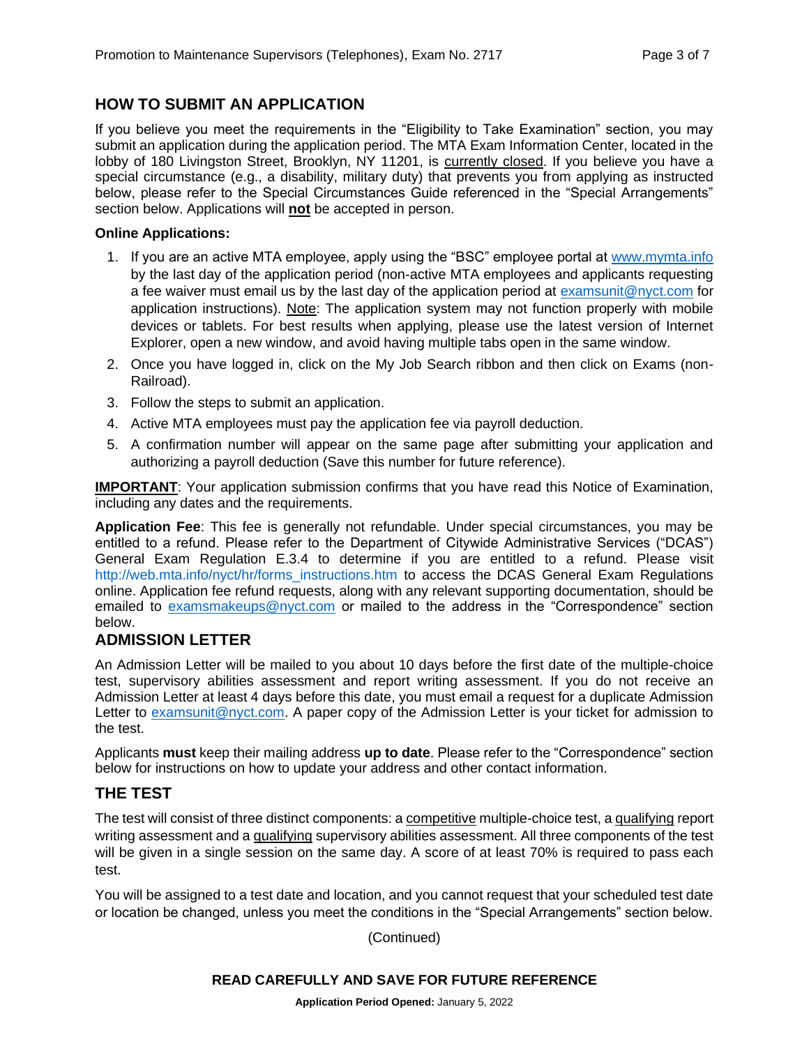## HOW TO SUBMIT AN APPLICATION

If you believe you meet the requirements in the "Eligibility to Take Examination" section, you may submit an application during the application period. The MTA Exam Information Center, located in the lobby of 180 Livingston Street, Brooklyn, NY 11201, is currently closed. If you believe you have a special circumstance (e.g., a disability, military duty) that prevents you from applying as instructed below, please refer to the Special Circumstances Guide referenced in the "Special Arrangements" section below. Applications will **not** be accepted in person.

**Online Applications:**

1. If you are an active MTA employee, apply using the "BSC" employee portal at www.mymta.info by the last day of the application period (non-active MTA employees and applicants requesting a fee waiver must email us by the last day of the application period at examsunit@nyct.com for application instructions). Note: The application system may not function properly with mobile devices or tablets. For best results when applying, please use the latest version of Internet Explorer, open a new window, and avoid having multiple tabs open in the same window.
2. Once you have logged in, click on the My Job Search ribbon and then click on Exams (non-Railroad).
3. Follow the steps to submit an application.
4. Active MTA employees must pay the application fee via payroll deduction.
5. A confirmation number will appear on the same page after submitting your application and authorizing a payroll deduction (Save this number for future reference).

**IMPORTANT**: Your application submission confirms that you have read this Notice of Examination, including any dates and the requirements.

**Application Fee**: This fee is generally not refundable. Under special circumstances, you may be entitled to a refund. Please refer to the Department of Citywide Administrative Services ("DCAS") General Exam Regulation E.3.4 to determine if you are entitled to a refund. Please visit http://web.mta.info/nyct/hr/forms_instructions.htm to access the DCAS General Exam Regulations online. Application fee refund requests, along with any relevant supporting documentation, should be emailed to examsmakeups@nyct.com or mailed to the address in the "Correspondence" section below.

## ADMISSION LETTER

An Admission Letter will be mailed to you about 10 days before the first date of the multiple-choice test, supervisory abilities assessment and report writing assessment. If you do not receive an Admission Letter at least 4 days before this date, you must email a request for a duplicate Admission Letter to examsunit@nyct.com. A paper copy of the Admission Letter is your ticket for admission to the test.

Applicants **must** keep their mailing address **up to date**. Please refer to the "Correspondence" section below for instructions on how to update your address and other contact information.

## THE TEST

The test will consist of three distinct components: a competitive multiple-choice test, a qualifying report writing assessment and a qualifying supervisory abilities assessment. All three components of the test will be given in a single session on the same day. A score of at least 70% is required to pass each test.

You will be assigned to a test date and location, and you cannot request that your scheduled test date or location be changed, unless you meet the conditions in the "Special Arrangements" section below.

(Continued)

**READ CAREFULLY AND SAVE FOR FUTURE REFERENCE**

**Application Period Opened:** January 5, 2022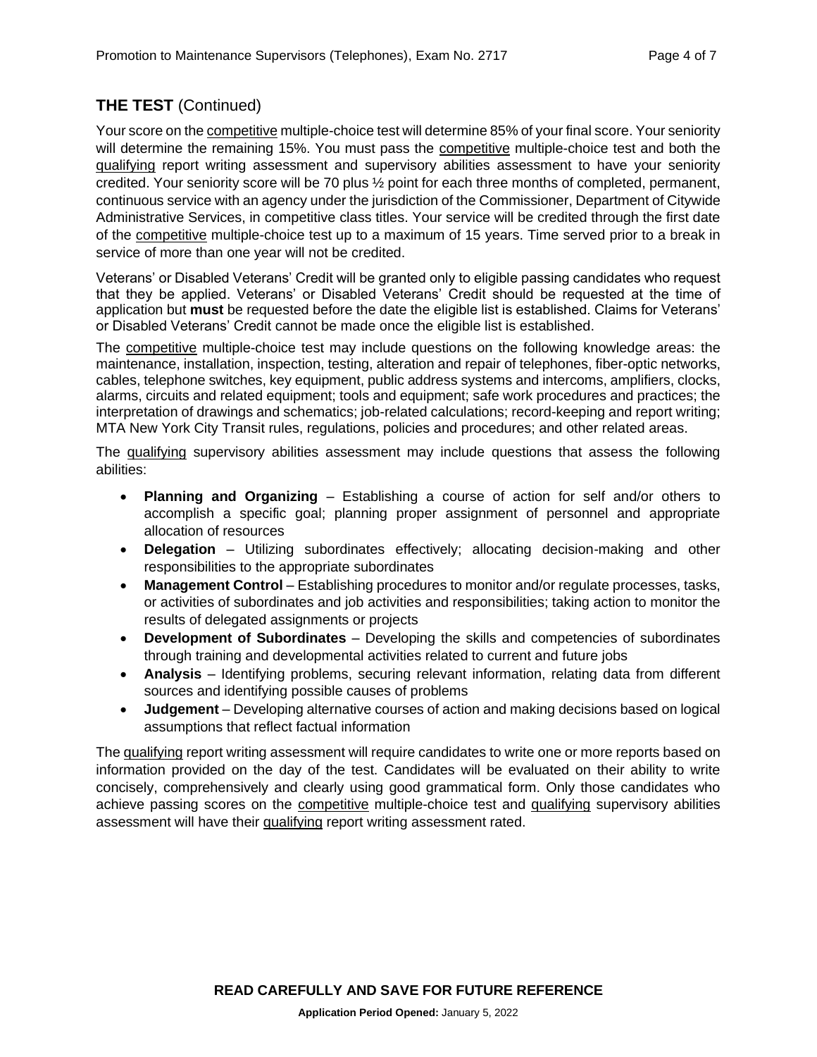## THE TEST (Continued)

Your score on the competitive multiple-choice test will determine 85% of your final score. Your seniority will determine the remaining 15%. You must pass the competitive multiple-choice test and both the qualifying report writing assessment and supervisory abilities assessment to have your seniority credited. Your seniority score will be 70 plus ½ point for each three months of completed, permanent, continuous service with an agency under the jurisdiction of the Commissioner, Department of Citywide Administrative Services, in competitive class titles. Your service will be credited through the first date of the competitive multiple-choice test up to a maximum of 15 years. Time served prior to a break in service of more than one year will not be credited.

Veterans' or Disabled Veterans' Credit will be granted only to eligible passing candidates who request that they be applied. Veterans' or Disabled Veterans' Credit should be requested at the time of application but **must** be requested before the date the eligible list is established. Claims for Veterans' or Disabled Veterans' Credit cannot be made once the eligible list is established.

The competitive multiple-choice test may include questions on the following knowledge areas: the maintenance, installation, inspection, testing, alteration and repair of telephones, fiber-optic networks, cables, telephone switches, key equipment, public address systems and intercoms, amplifiers, clocks, alarms, circuits and related equipment; tools and equipment; safe work procedures and practices; the interpretation of drawings and schematics; job-related calculations; record-keeping and report writing; MTA New York City Transit rules, regulations, policies and procedures; and other related areas.

The qualifying supervisory abilities assessment may include questions that assess the following abilities:

- **Planning and Organizing** – Establishing a course of action for self and/or others to accomplish a specific goal; planning proper assignment of personnel and appropriate allocation of resources
- **Delegation** – Utilizing subordinates effectively; allocating decision-making and other responsibilities to the appropriate subordinates
- **Management Control** – Establishing procedures to monitor and/or regulate processes, tasks, or activities of subordinates and job activities and responsibilities; taking action to monitor the results of delegated assignments or projects
- **Development of Subordinates** – Developing the skills and competencies of subordinates through training and developmental activities related to current and future jobs
- **Analysis** – Identifying problems, securing relevant information, relating data from different sources and identifying possible causes of problems
- **Judgement** – Developing alternative courses of action and making decisions based on logical assumptions that reflect factual information

The qualifying report writing assessment will require candidates to write one or more reports based on information provided on the day of the test. Candidates will be evaluated on their ability to write concisely, comprehensively and clearly using good grammatical form. Only those candidates who achieve passing scores on the competitive multiple-choice test and qualifying supervisory abilities assessment will have their qualifying report writing assessment rated.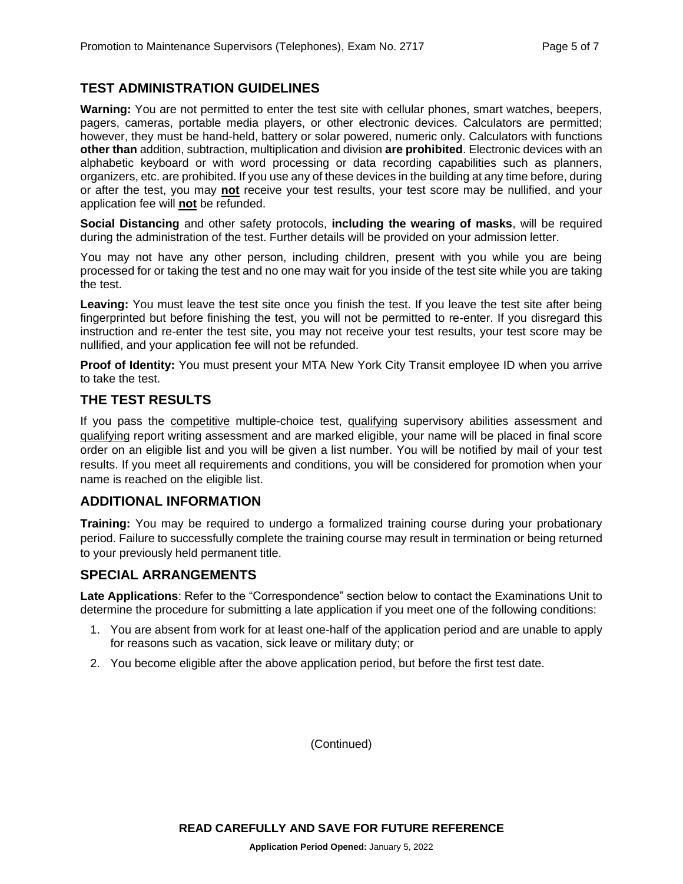## TEST ADMINISTRATION GUIDELINES

**Warning:** You are not permitted to enter the test site with cellular phones, smart watches, beepers, pagers, cameras, portable media players, or other electronic devices. Calculators are permitted; however, they must be hand-held, battery or solar powered, numeric only. Calculators with functions **other than** addition, subtraction, multiplication and division **are prohibited**. Electronic devices with an alphabetic keyboard or with word processing or data recording capabilities such as planners, organizers, etc. are prohibited. If you use any of these devices in the building at any time before, during or after the test, you may **not** receive your test results, your test score may be nullified, and your application fee will **not** be refunded.

**Social Distancing** and other safety protocols, **including the wearing of masks**, will be required during the administration of the test. Further details will be provided on your admission letter.

You may not have any other person, including children, present with you while you are being processed for or taking the test and no one may wait for you inside of the test site while you are taking the test.

**Leaving:** You must leave the test site once you finish the test. If you leave the test site after being fingerprinted but before finishing the test, you will not be permitted to re-enter. If you disregard this instruction and re-enter the test site, you may not receive your test results, your test score may be nullified, and your application fee will not be refunded.

**Proof of Identity:** You must present your MTA New York City Transit employee ID when you arrive to take the test.

## THE TEST RESULTS

If you pass the competitive multiple-choice test, qualifying supervisory abilities assessment and qualifying report writing assessment and are marked eligible, your name will be placed in final score order on an eligible list and you will be given a list number. You will be notified by mail of your test results. If you meet all requirements and conditions, you will be considered for promotion when your name is reached on the eligible list.

## ADDITIONAL INFORMATION

**Training:** You may be required to undergo a formalized training course during your probationary period. Failure to successfully complete the training course may result in termination or being returned to your previously held permanent title.

## SPECIAL ARRANGEMENTS

**Late Applications**: Refer to the "Correspondence" section below to contact the Examinations Unit to determine the procedure for submitting a late application if you meet one of the following conditions:

1. You are absent from work for at least one-half of the application period and are unable to apply for reasons such as vacation, sick leave or military duty; or
2. You become eligible after the above application period, but before the first test date.

(Continued)

**READ CAREFULLY AND SAVE FOR FUTURE REFERENCE**

**Application Period Opened:** January 5, 2022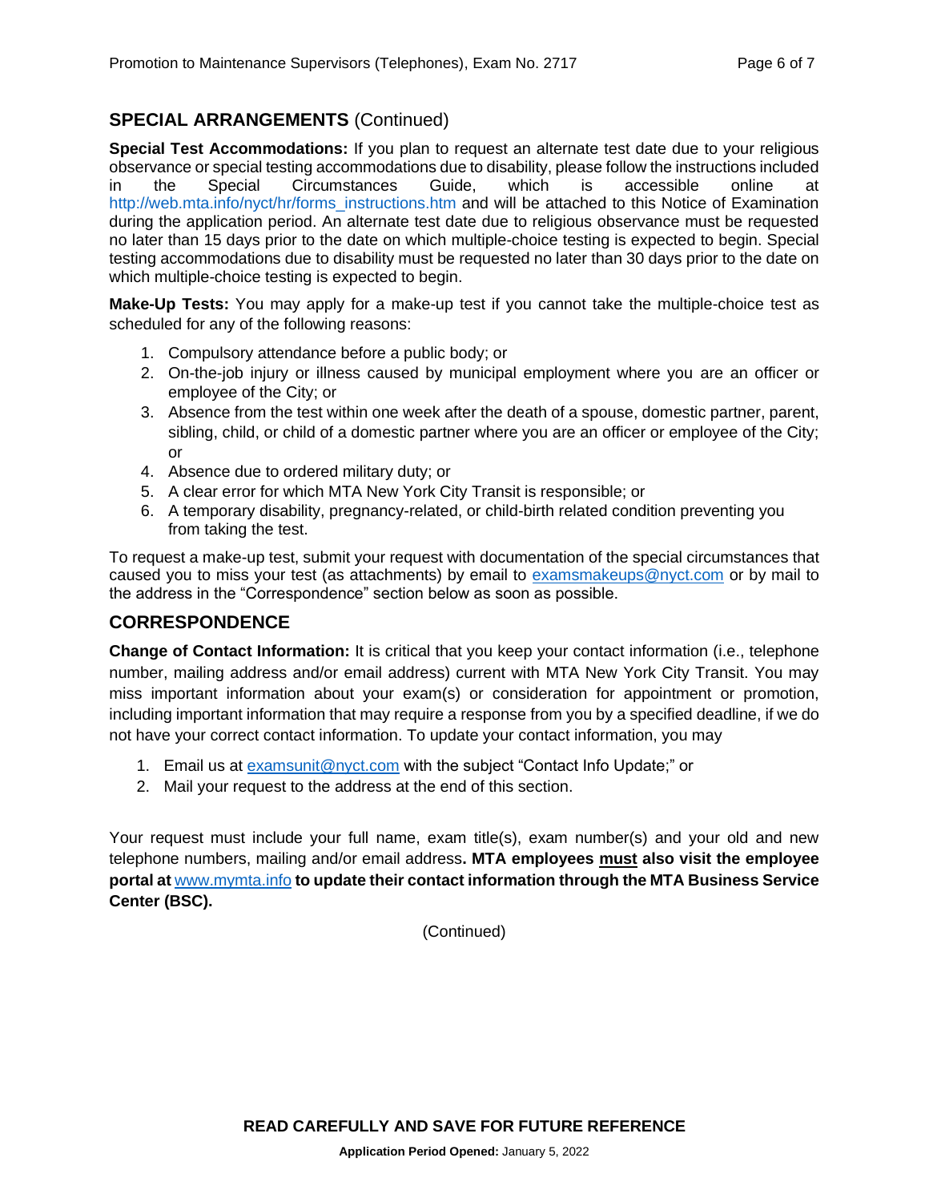## SPECIAL ARRANGEMENTS (Continued)

**Special Test Accommodations:** If you plan to request an alternate test date due to your religious observance or special testing accommodations due to disability, please follow the instructions included in the Special Circumstances Guide, which is accessible online at http://web.mta.info/nyct/hr/forms_instructions.htm and will be attached to this Notice of Examination during the application period. An alternate test date due to religious observance must be requested no later than 15 days prior to the date on which multiple-choice testing is expected to begin. Special testing accommodations due to disability must be requested no later than 30 days prior to the date on which multiple-choice testing is expected to begin.

**Make-Up Tests:** You may apply for a make-up test if you cannot take the multiple-choice test as scheduled for any of the following reasons:

1. Compulsory attendance before a public body; or
2. On-the-job injury or illness caused by municipal employment where you are an officer or employee of the City; or
3. Absence from the test within one week after the death of a spouse, domestic partner, parent, sibling, child, or child of a domestic partner where you are an officer or employee of the City; or
4. Absence due to ordered military duty; or
5. A clear error for which MTA New York City Transit is responsible; or
6. A temporary disability, pregnancy-related, or child-birth related condition preventing you from taking the test.

To request a make-up test, submit your request with documentation of the special circumstances that caused you to miss your test (as attachments) by email to examsmakeups@nyct.com or by mail to the address in the "Correspondence" section below as soon as possible.

## CORRESPONDENCE

**Change of Contact Information:** It is critical that you keep your contact information (i.e., telephone number, mailing address and/or email address) current with MTA New York City Transit. You may miss important information about your exam(s) or consideration for appointment or promotion, including important information that may require a response from you by a specified deadline, if we do not have your correct contact information. To update your contact information, you may

1. Email us at examsunit@nyct.com with the subject "Contact Info Update;" or
2. Mail your request to the address at the end of this section.

Your request must include your full name, exam title(s), exam number(s) and your old and new telephone numbers, mailing and/or email address**. MTA employees must also visit the employee portal at** www.mymta.info **to update their contact information through the MTA Business Service Center (BSC).**

(Continued)

**READ CAREFULLY AND SAVE FOR FUTURE REFERENCE**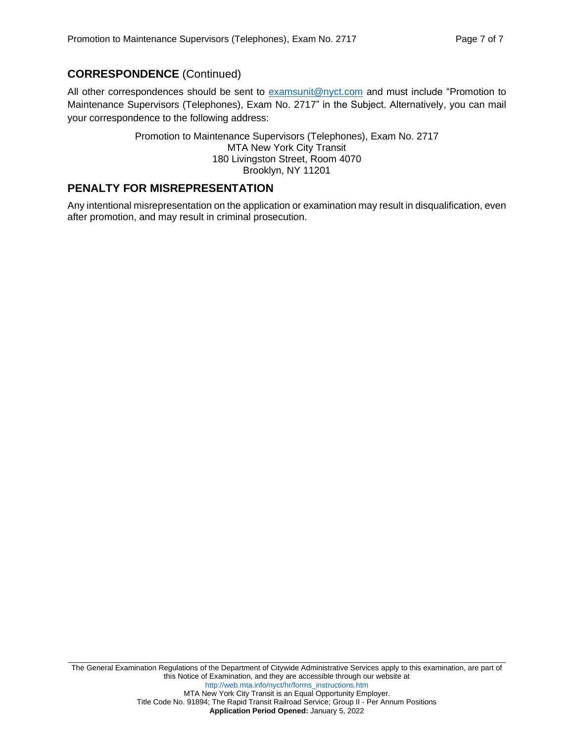## CORRESPONDENCE (Continued)

All other correspondences should be sent to examsunit@nyct.com and must include "Promotion to Maintenance Supervisors (Telephones), Exam No. 2717" in the Subject. Alternatively, you can mail your correspondence to the following address:

Promotion to Maintenance Supervisors (Telephones), Exam No. 2717
MTA New York City Transit
180 Livingston Street, Room 4070
Brooklyn, NY 11201

## PENALTY FOR MISREPRESENTATION

Any intentional misrepresentation on the application or examination may result in disqualification, even after promotion, and may result in criminal prosecution.

The General Examination Regulations of the Department of Citywide Administrative Services apply to this examination, are part of this Notice of Examination, and they are accessible through our website at http://web.mta.info/nyct/hr/forms_instructions.htm
MTA New York City Transit is an Equal Opportunity Employer.
Title Code No. 91894; The Rapid Transit Railroad Service; Group II - Per Annum Positions
**Application Period Opened:** January 5, 2022